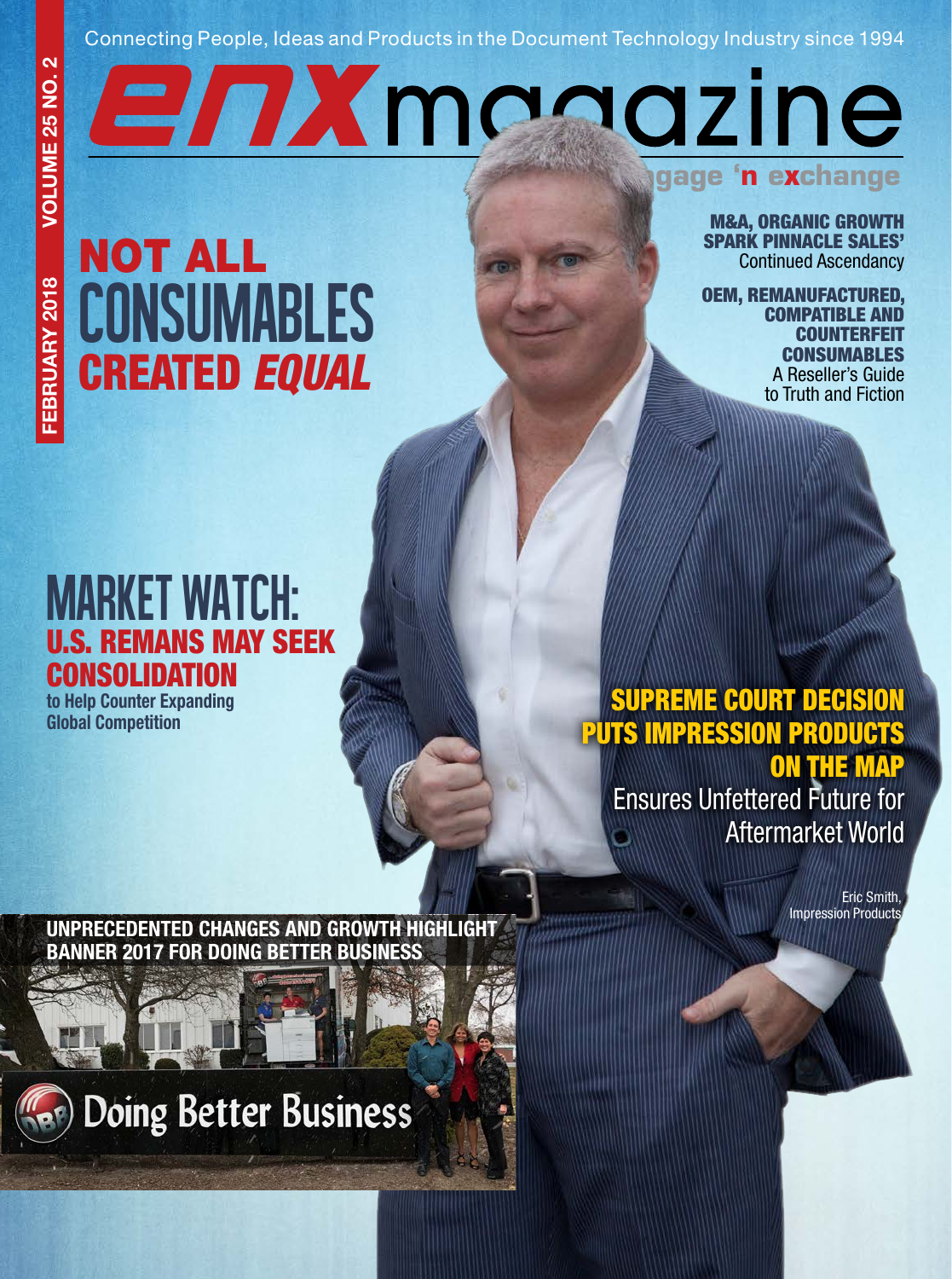Connecting People, Ideas and Products in the Document Technology Industry since 1994

# enx magazine

engage 'n exchange

FEBRUARY 2018 VOLUME 25 NO. 2

## NOT ALL CONSUMABLES CREATED *EQUAL*

**M&A, ORGANIC GROWTH SPARK PINNACLE SALES'** Continued Ascendancy

**OEM, REMANUFACTURED, COMPATIBLE AND COUNTERFEIT CONSUMABLES** A Reseller's Guide to Truth and Fiction

## MARKET WATCH: U.S. REMANS MAY SEEK CONSOLIDATION

**to Help Counter Expanding Global Competition**

## SUPREME COURT DECISION PUTS IMPRESSION PRODUCTS ON THE MAP

Ensures Unfettered Future for Aftermarket World

Eric Smith, Impression Products

**UNPRECEDENTED CHANGES AND GROWTH HIGHLIGHT BANNER 2017 FOR DOING BETTER BUSINESS**

Doing Better Business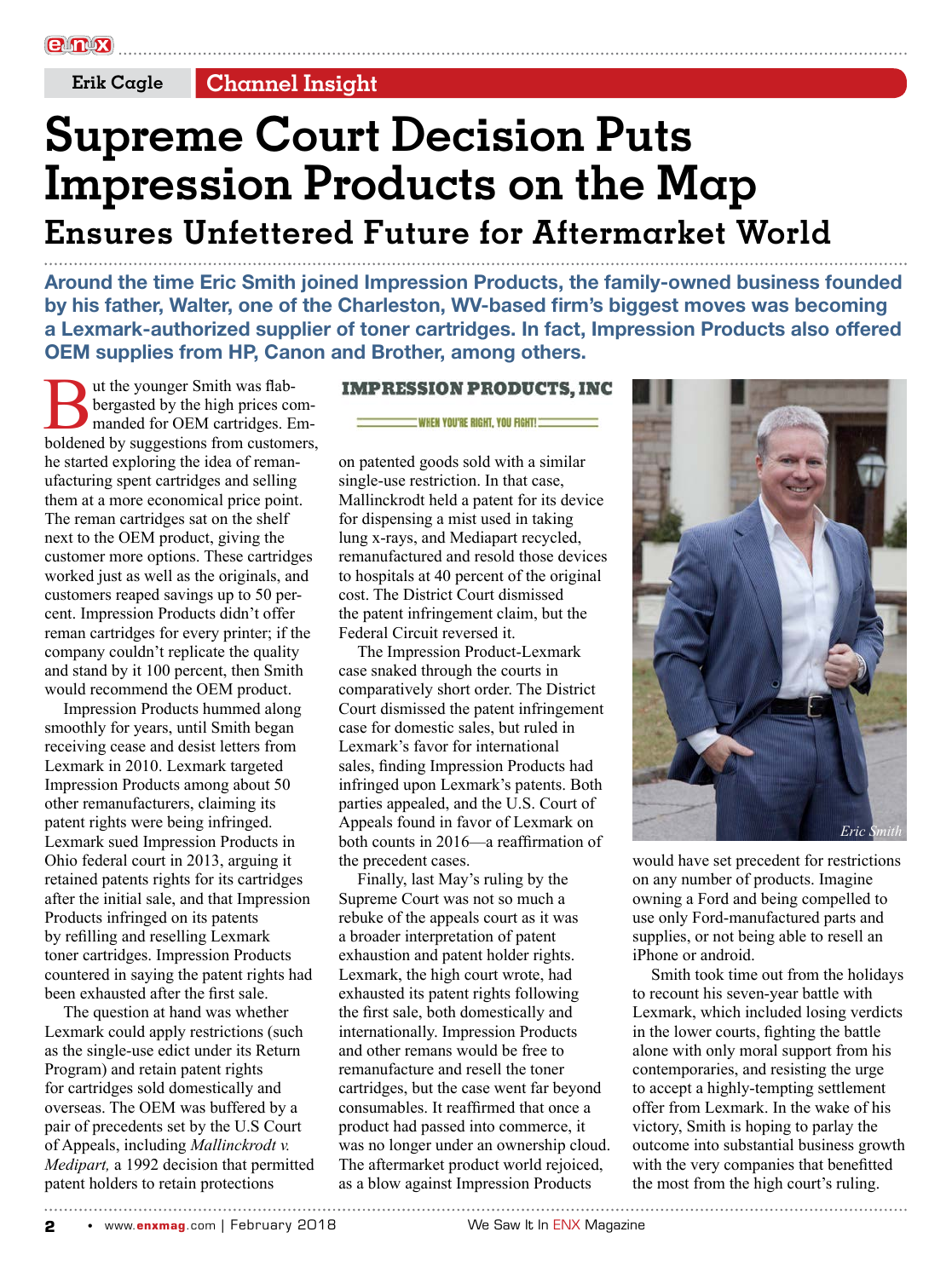Erik Cagle | Channel Insight

# Supreme Court Decision Puts Impression Products on the Map

## Ensures Unfettered Future for Aftermarket World

**Around the time Eric Smith joined Impression Products, the family-owned business founded by his father, Walter, one of the Charleston, WV-based firm's biggest moves was becoming a Lexmark-authorized supplier of toner cartridges. In fact, Impression Products also offered OEM supplies from HP, Canon and Brother, among others.**

But the younger Smith was flabbergasted by the high prices commanded for OEM cartridges. Emboldened by suggestions from customers, he started exploring the idea of remanufacturing spent cartridges and selling them at a more economical price point. The reman cartridges sat on the shelf next to the OEM product, giving the customer more options. These cartridges worked just as well as the originals, and customers reaped savings up to 50 percent. Impression Products didn't offer reman cartridges for every printer; if the company couldn't replicate the quality and stand by it 100 percent, then Smith would recommend the OEM product.

Impression Products hummed along smoothly for years, until Smith began receiving cease and desist letters from Lexmark in 2010. Lexmark targeted Impression Products among about 50 other remanufacturers, claiming its patent rights were being infringed. Lexmark sued Impression Products in Ohio federal court in 2013, arguing it retained patents rights for its cartridges after the initial sale, and that Impression Products infringed on its patents by refilling and reselling Lexmark toner cartridges. Impression Products countered in saying the patent rights had been exhausted after the first sale.

The question at hand was whether Lexmark could apply restrictions (such as the single-use edict under its Return Program) and retain patent rights for cartridges sold domestically and overseas. The OEM was buffered by a pair of precedents set by the U.S Court of Appeals, including *Mallinckrodt v. Medipart,* a 1992 decision that permitted patent holders to retain protections on patented goods sold with a similar single-use restriction. In that case, Mallinckrodt held a patent for its device for dispensing a mist used in taking lung x-rays, and Mediapart recycled, remanufactured and resold those devices to hospitals at 40 percent of the original cost. The District Court dismissed the patent infringement claim, but the Federal Circuit reversed it.

IMPRESSION PRODUCTS, INC

WHEN YOU'RE RIGHT, YOU FIGHT!

The Impression Product-Lexmark case snaked through the courts in comparatively short order. The District Court dismissed the patent infringement case for domestic sales, but ruled in Lexmark's favor for international sales, finding Impression Products had infringed upon Lexmark's patents. Both parties appealed, and the U.S. Court of Appeals found in favor of Lexmark on both counts in 2016—a reaffirmation of the precedent cases.

Finally, last May's ruling by the Supreme Court was not so much a rebuke of the appeals court as it was a broader interpretation of patent exhaustion and patent holder rights. Lexmark, the high court wrote, had exhausted its patent rights following the first sale, both domestically and internationally. Impression Products and other remans would be free to remanufacture and resell the toner cartridges, but the case went far beyond consumables. It reaffirmed that once a product had passed into commerce, it was no longer under an ownership cloud. The aftermarket product world rejoiced, as a blow against Impression Products would have set precedent for restrictions on any number of products. Imagine owning a Ford and being compelled to use only Ford-manufactured parts and supplies, or not being able to resell an iPhone or android.

Eric Smith

Smith took time out from the holidays to recount his seven-year battle with Lexmark, which included losing verdicts in the lower courts, fighting the battle alone with only moral support from his contemporaries, and resisting the urge to accept a highly-tempting settlement offer from Lexmark. In the wake of his victory, Smith is hoping to parlay the outcome into substantial business growth with the very companies that benefitted the most from the high court's ruling.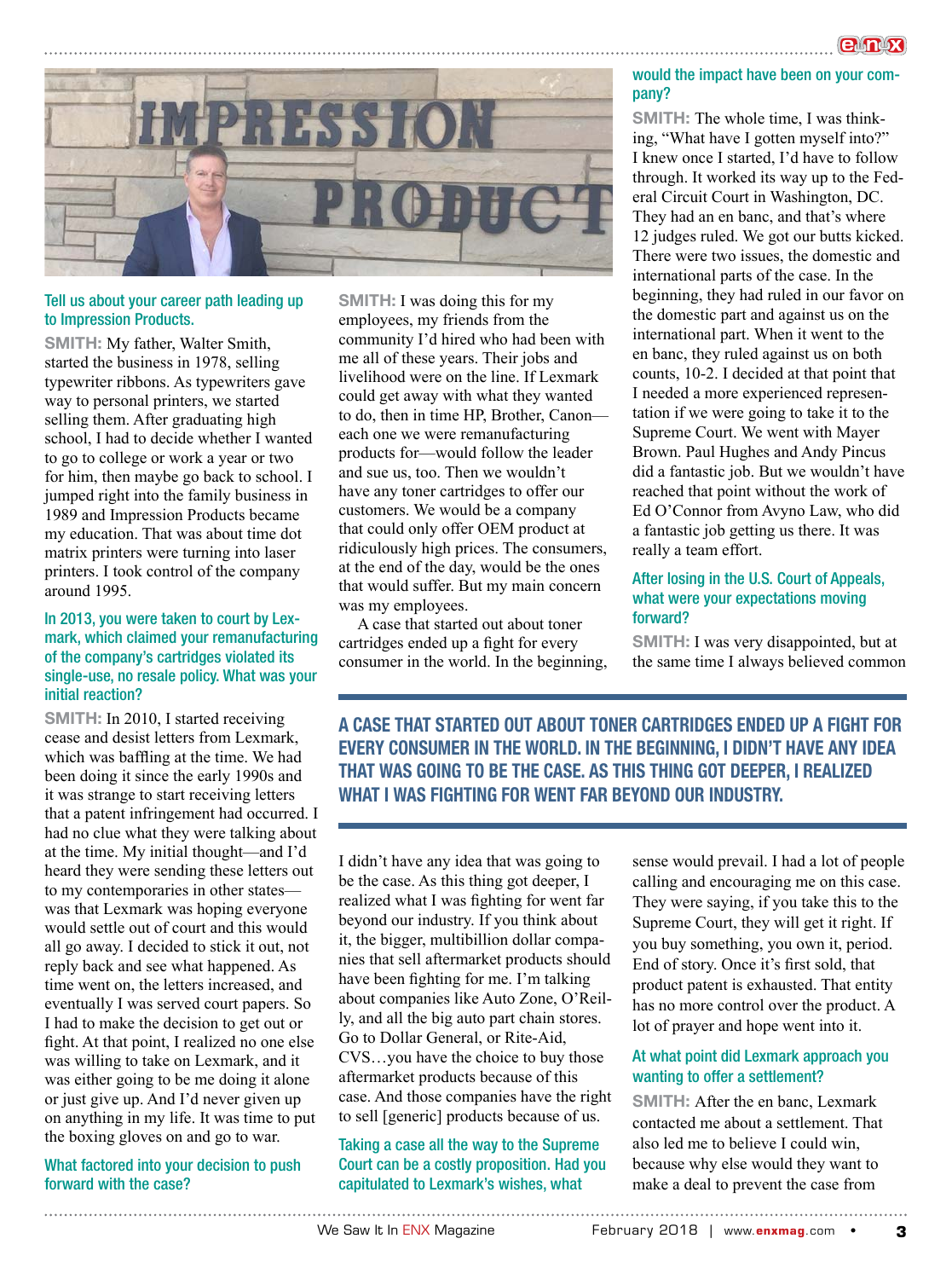### Tell us about your career path leading up to Impression Products.

**SMITH:** My father, Walter Smith, started the business in 1978, selling typewriter ribbons. As typewriters gave way to personal printers, we started selling them. After graduating high school, I had to decide whether I wanted to go to college or work a year or two for him, then maybe go back to school. I jumped right into the family business in 1989 and Impression Products became my education. That was about time dot matrix printers were turning into laser printers. I took control of the company around 1995.

### In 2013, you were taken to court by Lexmark, which claimed your remanufacturing of the company's cartridges violated its single-use, no resale policy. What was your initial reaction?

**SMITH:** In 2010, I started receiving cease and desist letters from Lexmark, which was baffling at the time. We had been doing it since the early 1990s and it was strange to start receiving letters that a patent infringement had occurred. I had no clue what they were talking about at the time. My initial thought—and I'd heard they were sending these letters out to my contemporaries in other states—was that Lexmark was hoping everyone would settle out of court and this would all go away. I decided to stick it out, not reply back and see what happened. As time went on, the letters increased, and eventually I was served court papers. So I had to make the decision to get out or fight. At that point, I realized no one else was willing to take on Lexmark, and it was either going to be me doing it alone or just give up. And I'd never given up on anything in my life. It was time to put the boxing gloves on and go to war.

### What factored into your decision to push forward with the case?

**SMITH:** I was doing this for my employees, my friends from the community I'd hired who had been with me all of these years. Their jobs and livelihood were on the line. If Lexmark could get away with what they wanted to do, then in time HP, Brother, Canon—each one we were remanufacturing products for—would follow the leader and sue us, too. Then we wouldn't have any toner cartridges to offer our customers. We would be a company that could only offer OEM product at ridiculously high prices. The consumers, at the end of the day, would be the ones that would suffer. But my main concern was my employees.

A case that started out about toner cartridges ended up a fight for every consumer in the world. In the beginning, I didn't have any idea that was going to be the case. As this thing got deeper, I realized what I was fighting for went far beyond our industry. If you think about it, the bigger, multibillion dollar companies that sell aftermarket products should have been fighting for me. I'm talking about companies like Auto Zone, O'Reilly, and all the big auto part chain stores. Go to Dollar General, or Rite-Aid, CVS…you have the choice to buy those aftermarket products because of this case. And those companies have the right to sell [generic] products because of us.

**A CASE THAT STARTED OUT ABOUT TONER CARTRIDGES ENDED UP A FIGHT FOR EVERY CONSUMER IN THE WORLD. IN THE BEGINNING, I DIDN'T HAVE ANY IDEA THAT WAS GOING TO BE THE CASE. AS THIS THING GOT DEEPER, I REALIZED WHAT I WAS FIGHTING FOR WENT FAR BEYOND OUR INDUSTRY.**

### Taking a case all the way to the Supreme Court can be a costly proposition. Had you capitulated to Lexmark's wishes, what would the impact have been on your company?

**SMITH:** The whole time, I was thinking, "What have I gotten myself into?" I knew once I started, I'd have to follow through. It worked its way up to the Federal Circuit Court in Washington, DC. They had an en banc, and that's where 12 judges ruled. We got our butts kicked. There were two issues, the domestic and international parts of the case. In the beginning, they had ruled in our favor on the domestic part and against us on the international part. When it went to the en banc, they ruled against us on both counts, 10-2. I decided at that point that I needed a more experienced representation if we were going to take it to the Supreme Court. We went with Mayer Brown. Paul Hughes and Andy Pincus did a fantastic job. But we wouldn't have reached that point without the work of Ed O'Connor from Avyno Law, who did a fantastic job getting us there. It was really a team effort.

### After losing in the U.S. Court of Appeals, what were your expectations moving forward?

**SMITH:** I was very disappointed, but at the same time I always believed common sense would prevail. I had a lot of people calling and encouraging me on this case. They were saying, if you take this to the Supreme Court, they will get it right. If you buy something, you own it, period. End of story. Once it's first sold, that product patent is exhausted. That entity has no more control over the product. A lot of prayer and hope went into it.

### At what point did Lexmark approach you wanting to offer a settlement?

**SMITH:** After the en banc, Lexmark contacted me about a settlement. That also led me to believe I could win, because why else would they want to make a deal to prevent the case from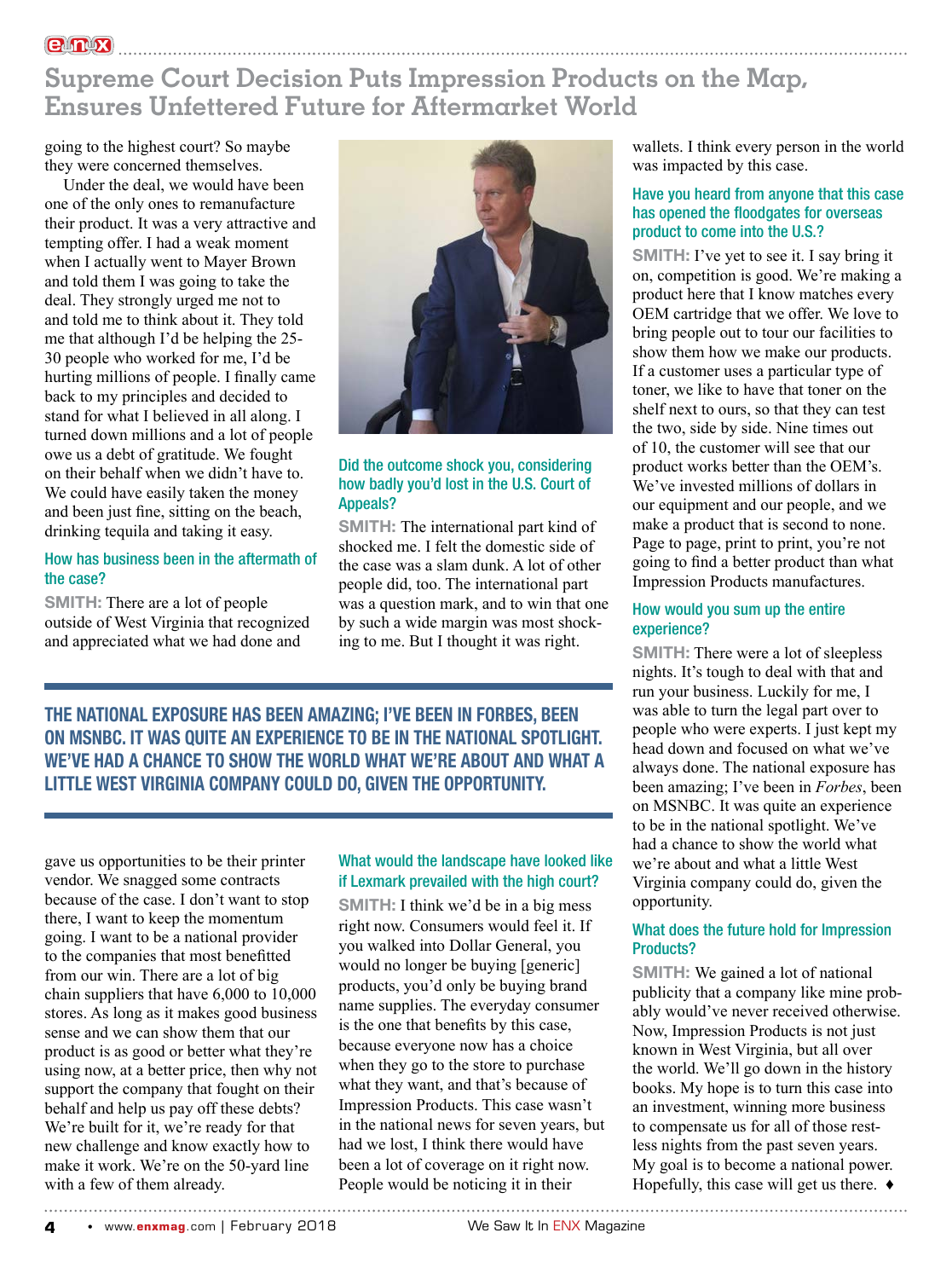# Supreme Court Decision Puts Impression Products on the Map, Ensures Unfettered Future for Aftermarket World

going to the highest court? So maybe they were concerned themselves.

Under the deal, we would have been one of the only ones to remanufacture their product. It was a very attractive and tempting offer. I had a weak moment when I actually went to Mayer Brown and told them I was going to take the deal. They strongly urged me not to and told me to think about it. They told me that although I'd be helping the 25-30 people who worked for me, I'd be hurting millions of people. I finally came back to my principles and decided to stand for what I believed in all along. I turned down millions and a lot of people owe us a debt of gratitude. We fought on their behalf when we didn't have to. We could have easily taken the money and been just fine, sitting on the beach, drinking tequila and taking it easy.

### How has business been in the aftermath of the case?

**SMITH:** There are a lot of people outside of West Virginia that recognized and appreciated what we had done and gave us opportunities to be their printer vendor. We snagged some contracts because of the case. I don't want to stop there, I want to keep the momentum going. I want to be a national provider to the companies that most benefitted from our win. There are a lot of big chain suppliers that have 6,000 to 10,000 stores. As long as it makes good business sense and we can show them that our product is as good or better what they're using now, at a better price, then why not support the company that fought on their behalf and help us pay off these debts? We're built for it, we're ready for that new challenge and know exactly how to make it work. We're on the 50-yard line with a few of them already.

### Did the outcome shock you, considering how badly you'd lost in the U.S. Court of Appeals?

**SMITH:** The international part kind of shocked me. I felt the domestic side of the case was a slam dunk. A lot of other people did, too. The international part was a question mark, and to win that one by such a wide margin was most shocking to me. But I thought it was right.

**THE NATIONAL EXPOSURE HAS BEEN AMAZING; I'VE BEEN IN FORBES, BEEN ON MSNBC. IT WAS QUITE AN EXPERIENCE TO BE IN THE NATIONAL SPOTLIGHT. WE'VE HAD A CHANCE TO SHOW THE WORLD WHAT WE'RE ABOUT AND WHAT A LITTLE WEST VIRGINIA COMPANY COULD DO, GIVEN THE OPPORTUNITY.**

### What would the landscape have looked like if Lexmark prevailed with the high court?

**SMITH:** I think we'd be in a big mess right now. Consumers would feel it. If you walked into Dollar General, you would no longer be buying [generic] products, you'd only be buying brand name supplies. The everyday consumer is the one that benefits by this case, because everyone now has a choice when they go to the store to purchase what they want, and that's because of Impression Products. This case wasn't in the national news for seven years, but had we lost, I think there would have been a lot of coverage on it right now. People would be noticing it in their wallets. I think every person in the world was impacted by this case.

### Have you heard from anyone that this case has opened the floodgates for overseas product to come into the U.S.?

**SMITH:** I've yet to see it. I say bring it on, competition is good. We're making a product here that I know matches every OEM cartridge that we offer. We love to bring people out to tour our facilities to show them how we make our products. If a customer uses a particular type of toner, we like to have that toner on the shelf next to ours, so that they can test the two, side by side. Nine times out of 10, the customer will see that our product works better than the OEM's. We've invested millions of dollars in our equipment and our people, and we make a product that is second to none. Page to page, print to print, you're not going to find a better product than what Impression Products manufactures.

### How would you sum up the entire experience?

**SMITH:** There were a lot of sleepless nights. It's tough to deal with that and run your business. Luckily for me, I was able to turn the legal part over to people who were experts. I just kept my head down and focused on what we've always done. The national exposure has been amazing; I've been in *Forbes*, been on MSNBC. It was quite an experience to be in the national spotlight. We've had a chance to show the world what we're about and what a little West Virginia company could do, given the opportunity.

### What does the future hold for Impression Products?

**SMITH:** We gained a lot of national publicity that a company like mine probably would've never received otherwise. Now, Impression Products is not just known in West Virginia, but all over the world. We'll go down in the history books. My hope is to turn this case into an investment, winning more business to compensate us for all of those restless nights from the past seven years. My goal is to become a national power. Hopefully, this case will get us there. ♦